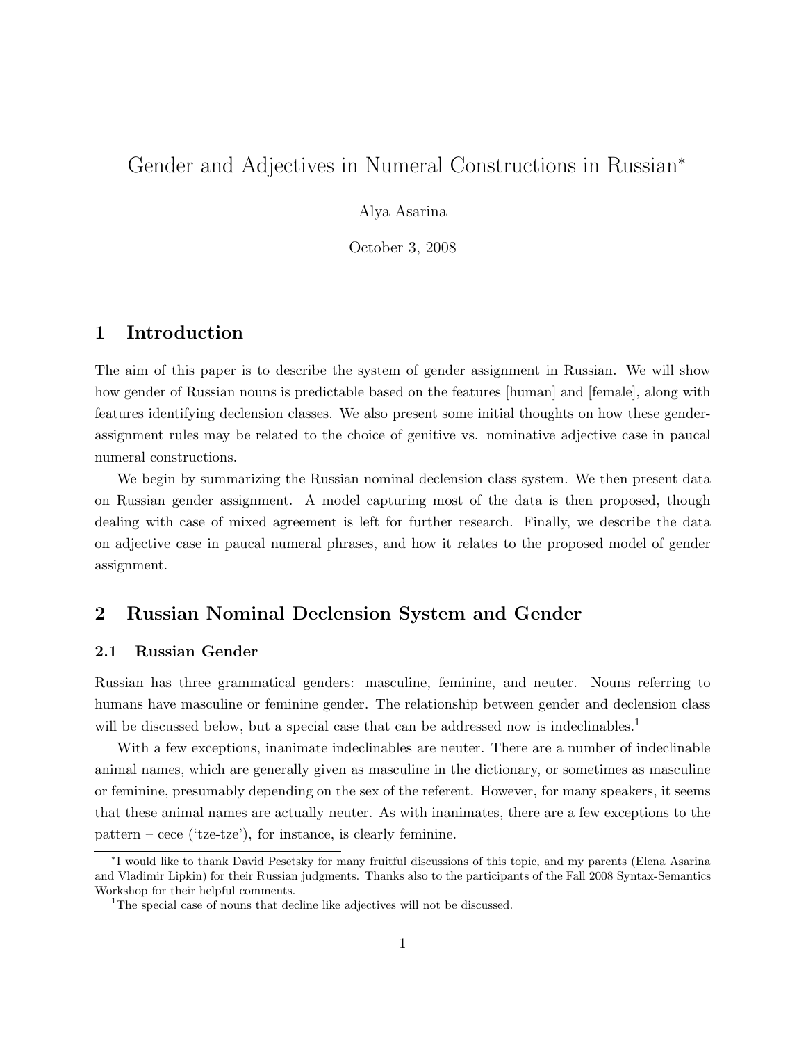# Gender and Adjectives in Numeral Constructions in Russian[*]

Alya Asarina

October 3, 2008

## 1 Introduction

The aim of this paper is to describe the system of gender assignment in Russian. We will show how gender of Russian nouns is predictable based on the features [human] and [female], along with features identifying declension classes. We also present some initial thoughts on how these gender-assignment rules may be related to the choice of genitive vs. nominative adjective case in paucal numeral constructions.

We begin by summarizing the Russian nominal declension class system. We then present data on Russian gender assignment. A model capturing most of the data is then proposed, though dealing with case of mixed agreement is left for further research. Finally, we describe the data on adjective case in paucal numeral phrases, and how it relates to the proposed model of gender assignment.

## 2 Russian Nominal Declension System and Gender

### 2.1 Russian Gender

Russian has three grammatical genders: masculine, feminine, and neuter. Nouns referring to humans have masculine or feminine gender. The relationship between gender and declension class will be discussed below, but a special case that can be addressed now is indeclinables.[1]

With a few exceptions, inanimate indeclinables are neuter. There are a number of indeclinable animal names, which are generally given as masculine in the dictionary, or sometimes as masculine or feminine, presumably depending on the sex of the referent. However, for many speakers, it seems that these animal names are actually neuter. As with inanimates, there are a few exceptions to the pattern – cece ('tze-tze'), for instance, is clearly feminine.

[*] I would like to thank David Pesetsky for many fruitful discussions of this topic, and my parents (Elena Asarina and Vladimir Lipkin) for their Russian judgments. Thanks also to the participants of the Fall 2008 Syntax-Semantics Workshop for their helpful comments.

[1] The special case of nouns that decline like adjectives will not be discussed.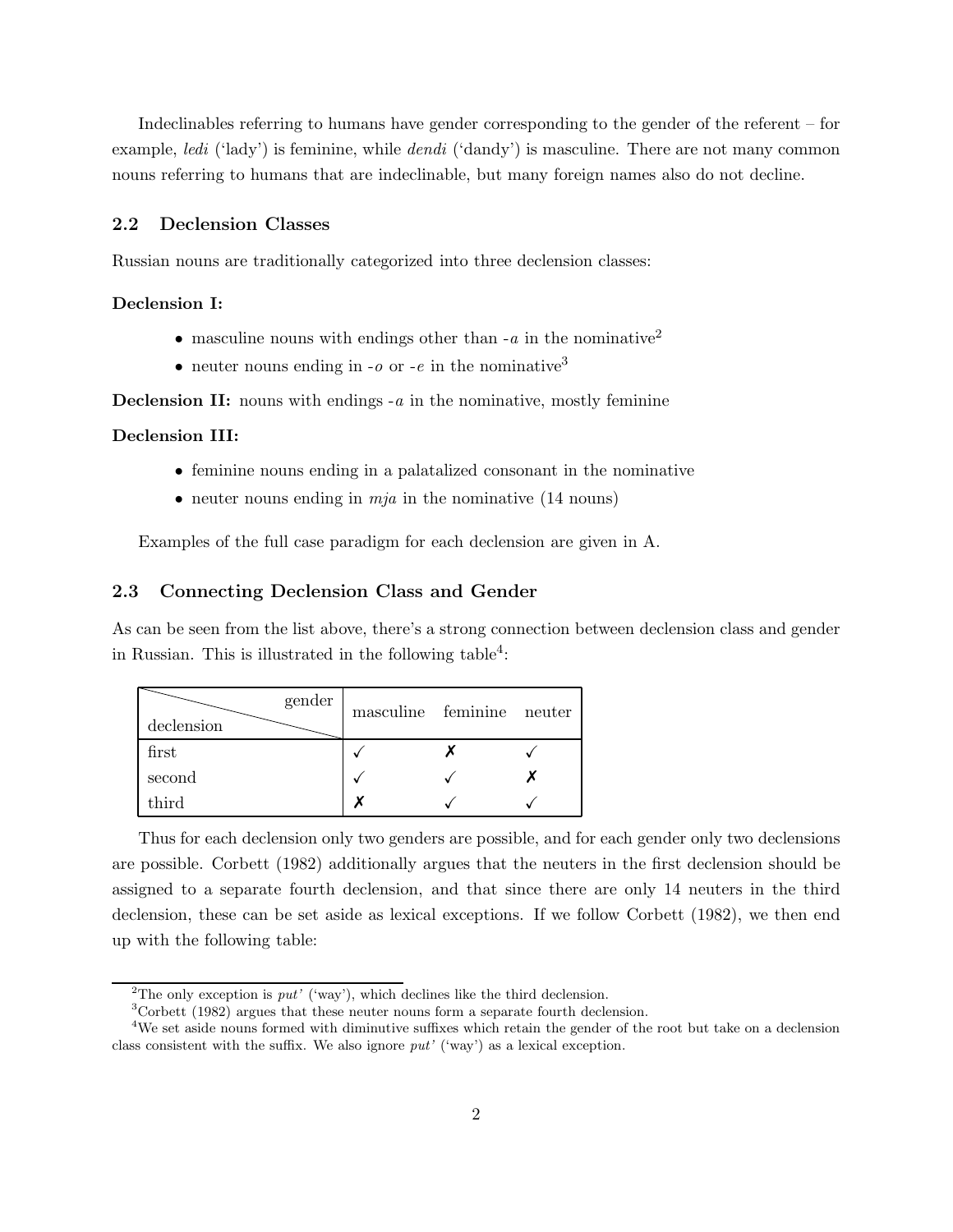Indeclinables referring to humans have gender corresponding to the gender of the referent – for example, *ledi* ('lady') is feminine, while *dendi* ('dandy') is masculine. There are not many common nouns referring to humans that are indeclinable, but many foreign names also do not decline.

### 2.2 Declension Classes

Russian nouns are traditionally categorized into three declension classes:

**Declension I:**

- masculine nouns with endings other than -*a* in the nominative[2]
- neuter nouns ending in -*o* or -*e* in the nominative[3]

**Declension II:** nouns with endings -*a* in the nominative, mostly feminine

**Declension III:**

- feminine nouns ending in a palatalized consonant in the nominative
- neuter nouns ending in *mja* in the nominative (14 nouns)

Examples of the full case paradigm for each declension are given in A.

### 2.3 Connecting Declension Class and Gender

As can be seen from the list above, there's a strong connection between declension class and gender in Russian. This is illustrated in the following table[4]:

| declension \ gender | masculine | feminine | neuter |
|---|---|---|---|
| first | ✓ | ✗ | ✓ |
| second | ✓ | ✓ | ✗ |
| third | ✗ | ✓ | ✓ |

Thus for each declension only two genders are possible, and for each gender only two declensions are possible. Corbett (1982) additionally argues that the neuters in the first declension should be assigned to a separate fourth declension, and that since there are only 14 neuters in the third declension, these can be set aside as lexical exceptions. If we follow Corbett (1982), we then end up with the following table:

---

[2] The only exception is *put'* ('way'), which declines like the third declension.

[3] Corbett (1982) argues that these neuter nouns form a separate fourth declension.

[4] We set aside nouns formed with diminutive suffixes which retain the gender of the root but take on a declension class consistent with the suffix. We also ignore *put'* ('way') as a lexical exception.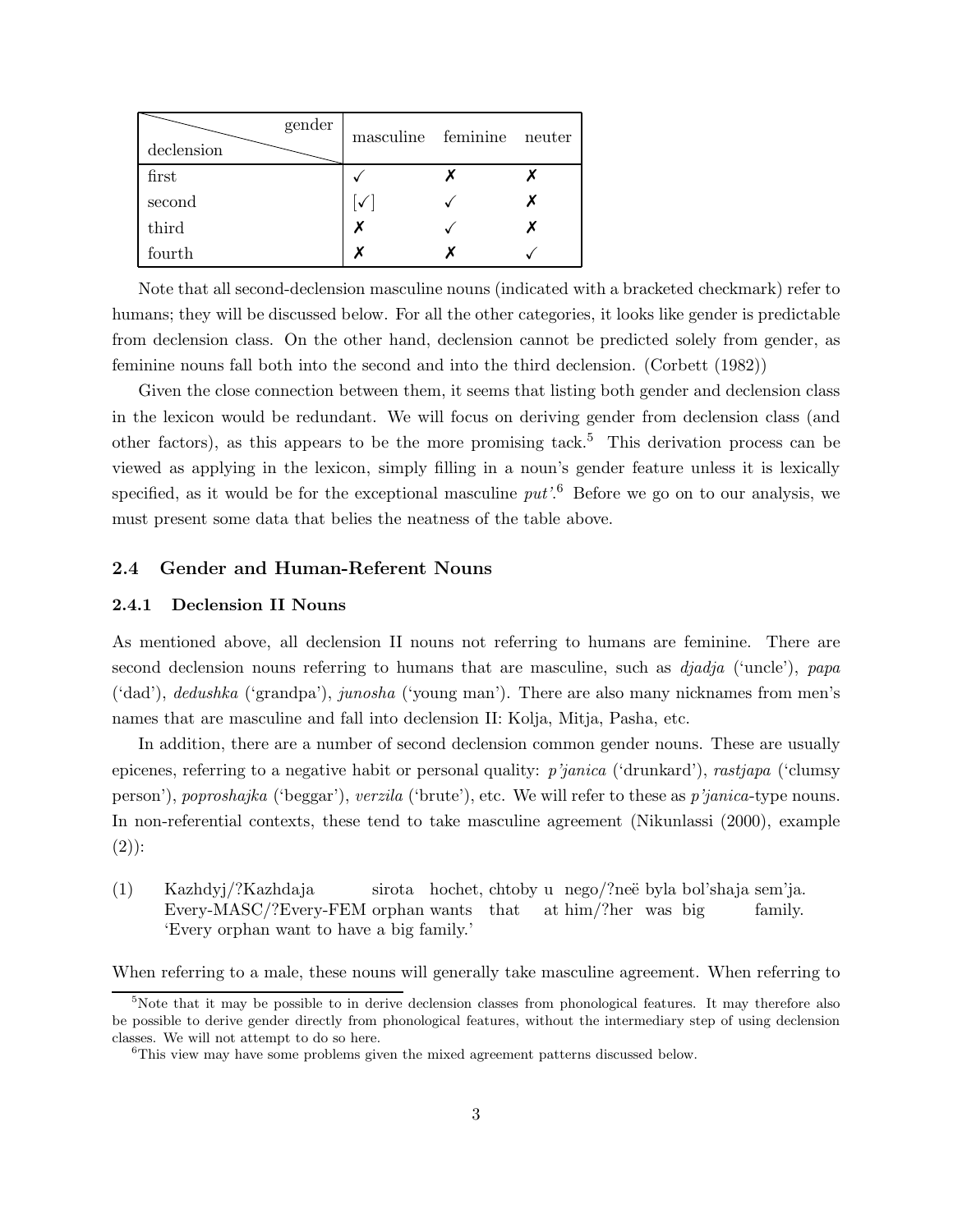| gender / declension | masculine | feminine | neuter |
|---|---|---|---|
| first | ✓ | ✗ | ✗ |
| second | [✓] | ✓ | ✗ |
| third | ✗ | ✓ | ✗ |
| fourth | ✗ | ✗ | ✓ |

Note that all second-declension masculine nouns (indicated with a bracketed checkmark) refer to humans; they will be discussed below. For all the other categories, it looks like gender is predictable from declension class. On the other hand, declension cannot be predicted solely from gender, as feminine nouns fall both into the second and into the third declension. (Corbett (1982))

Given the close connection between them, it seems that listing both gender and declension class in the lexicon would be redundant. We will focus on deriving gender from declension class (and other factors), as this appears to be the more promising tack.[5] This derivation process can be viewed as applying in the lexicon, simply filling in a noun's gender feature unless it is lexically specified, as it would be for the exceptional masculine *put'*.[6] Before we go on to our analysis, we must present some data that belies the neatness of the table above.

### 2.4 Gender and Human-Referent Nouns

#### 2.4.1 Declension II Nouns

As mentioned above, all declension II nouns not referring to humans are feminine. There are second declension nouns referring to humans that are masculine, such as *djadja* ('uncle'), *papa* ('dad'), *dedushka* ('grandpa'), *junosha* ('young man'). There are also many nicknames from men's names that are masculine and fall into declension II: Kolja, Mitja, Pasha, etc.

In addition, there are a number of second declension common gender nouns. These are usually epicenes, referring to a negative habit or personal quality: *p'janica* ('drunkard'), *rastjapa* ('clumsy person'), *poproshajka* ('beggar'), *verzila* ('brute'), etc. We will refer to these as *p'janica*-type nouns. In non-referential contexts, these tend to take masculine agreement (Nikunlassi (2000), example (2)):

(1) Kazhdyj/?Kazhdaja sirota hochet, chtoby u nego/?neë byla bol'shaja sem'ja.
Every-MASC/?Every-FEM orphan wants that at him/?her was big family.
'Every orphan want to have a big family.'

When referring to a male, these nouns will generally take masculine agreement. When referring to

[5] Note that it may be possible to in derive declension classes from phonological features. It may therefore also be possible to derive gender directly from phonological features, without the intermediary step of using declension classes. We will not attempt to do so here.

[6] This view may have some problems given the mixed agreement patterns discussed below.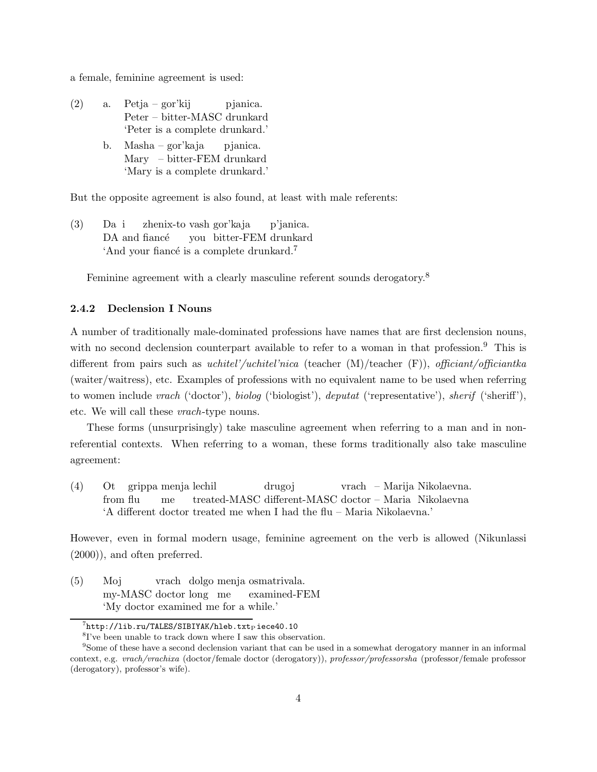a female, feminine agreement is used:

(2) a. Petja – gor'kij pjanica.
Peter – bitter-MASC drunkard
'Peter is a complete drunkard.'

b. Masha – gor'kaja pjanica.
Mary – bitter-FEM drunkard
'Mary is a complete drunkard.'

But the opposite agreement is also found, at least with male referents:

(3) Da i zhenix-to vash gor'kaja p'janica.
DA and fiancé you bitter-FEM drunkard
'And your fiancé is a complete drunkard.[7]

Feminine agreement with a clearly masculine referent sounds derogatory.[8]

### 2.4.2 Declension I Nouns

A number of traditionally male-dominated professions have names that are first declension nouns, with no second declension counterpart available to refer to a woman in that profession.[9] This is different from pairs such as *uchitel'/uchitel'nica* (teacher (M)/teacher (F)), *officiant/officiantka* (waiter/waitress), etc. Examples of professions with no equivalent name to be used when referring to women include *vrach* ('doctor'), *biolog* ('biologist'), *deputat* ('representative'), *sherif* ('sheriff'), etc. We will call these *vrach*-type nouns.

These forms (unsurprisingly) take masculine agreement when referring to a man and in non-referential contexts. When referring to a woman, these forms traditionally also take masculine agreement:

(4) Ot grippa menja lechil drugoj vrach – Marija Nikolaevna.
from flu me treated-MASC different-MASC doctor – Maria Nikolaevna
'A different doctor treated me when I had the flu – Maria Nikolaevna.'

However, even in formal modern usage, feminine agreement on the verb is allowed (Nikunlassi (2000)), and often preferred.

(5) Moj vrach dolgo menja osmatrivala.
my-MASC doctor long me examined-FEM
'My doctor examined me for a while.'

---

[7] `http://lib.ru/TALES/SIBIYAK/hleb.txt_Piece40.10`

[8] I've been unable to track down where I saw this observation.

[9] Some of these have a second declension variant that can be used in a somewhat derogatory manner in an informal context, e.g. *vrach/vrachixa* (doctor/female doctor (derogatory)), *professor/professorsha* (professor/female professor (derogatory), professor's wife).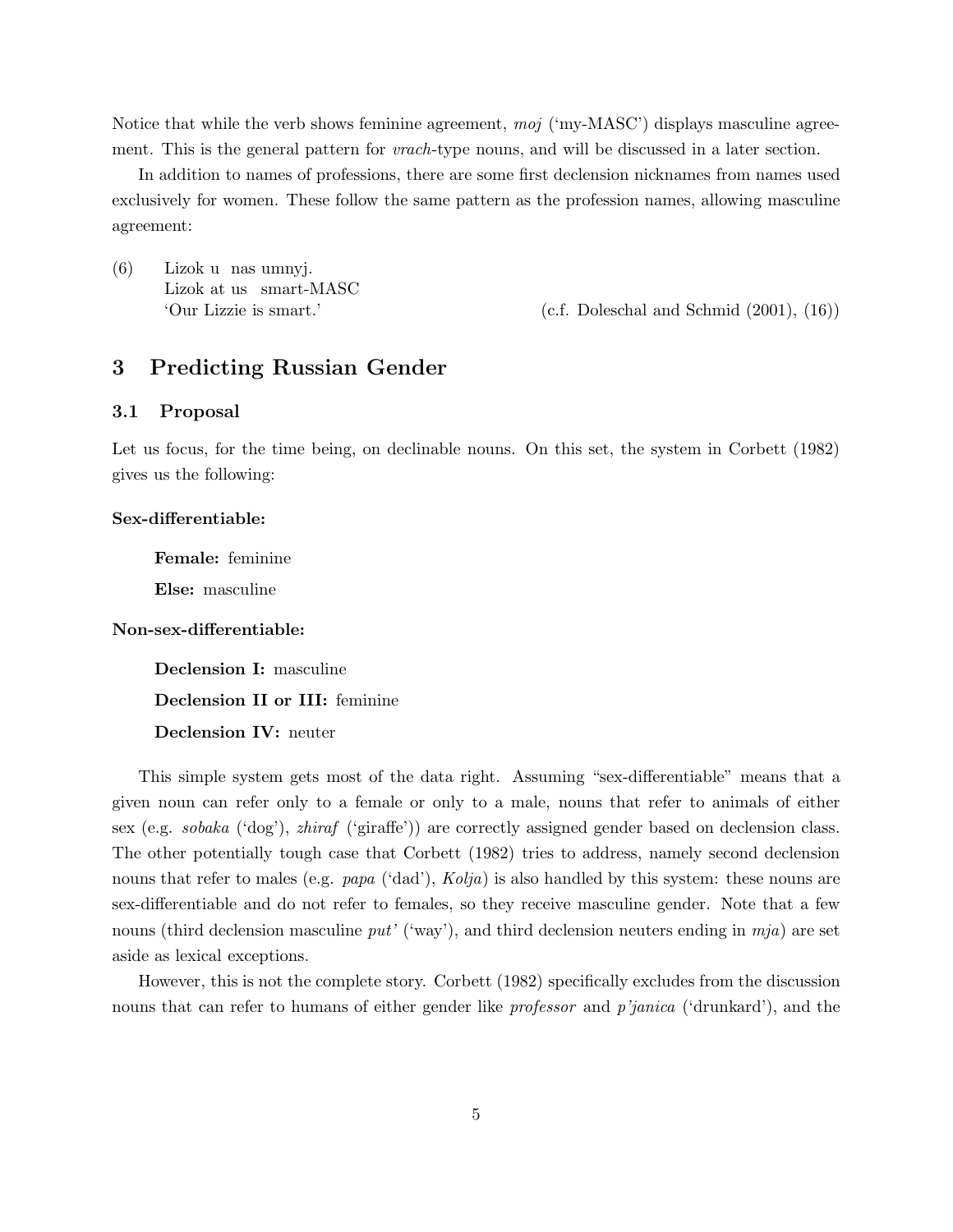Notice that while the verb shows feminine agreement, *moj* ('my-MASC') displays masculine agreement. This is the general pattern for *vrach*-type nouns, and will be discussed in a later section.

In addition to names of professions, there are some first declension nicknames from names used exclusively for women. These follow the same pattern as the profession names, allowing masculine agreement:

(6) Lizok u nas umnyj.
 Lizok at us smart-MASC
 'Our Lizzie is smart.' (c.f. Doleschal and Schmid (2001), (16))

## 3 Predicting Russian Gender

### 3.1 Proposal

Let us focus, for the time being, on declinable nouns. On this set, the system in Corbett (1982) gives us the following:

**Sex-differentiable:**

- **Female:** feminine
- **Else:** masculine

**Non-sex-differentiable:**

- **Declension I:** masculine
- **Declension II or III:** feminine
- **Declension IV:** neuter

This simple system gets most of the data right. Assuming "sex-differentiable" means that a given noun can refer only to a female or only to a male, nouns that refer to animals of either sex (e.g. *sobaka* ('dog'), *zhiraf* ('giraffe')) are correctly assigned gender based on declension class. The other potentially tough case that Corbett (1982) tries to address, namely second declension nouns that refer to males (e.g. *papa* ('dad'), *Kolja*) is also handled by this system: these nouns are sex-differentiable and do not refer to females, so they receive masculine gender. Note that a few nouns (third declension masculine *put'* ('way'), and third declension neuters ending in *mja*) are set aside as lexical exceptions.

However, this is not the complete story. Corbett (1982) specifically excludes from the discussion nouns that can refer to humans of either gender like *professor* and *p'janica* ('drunkard'), and the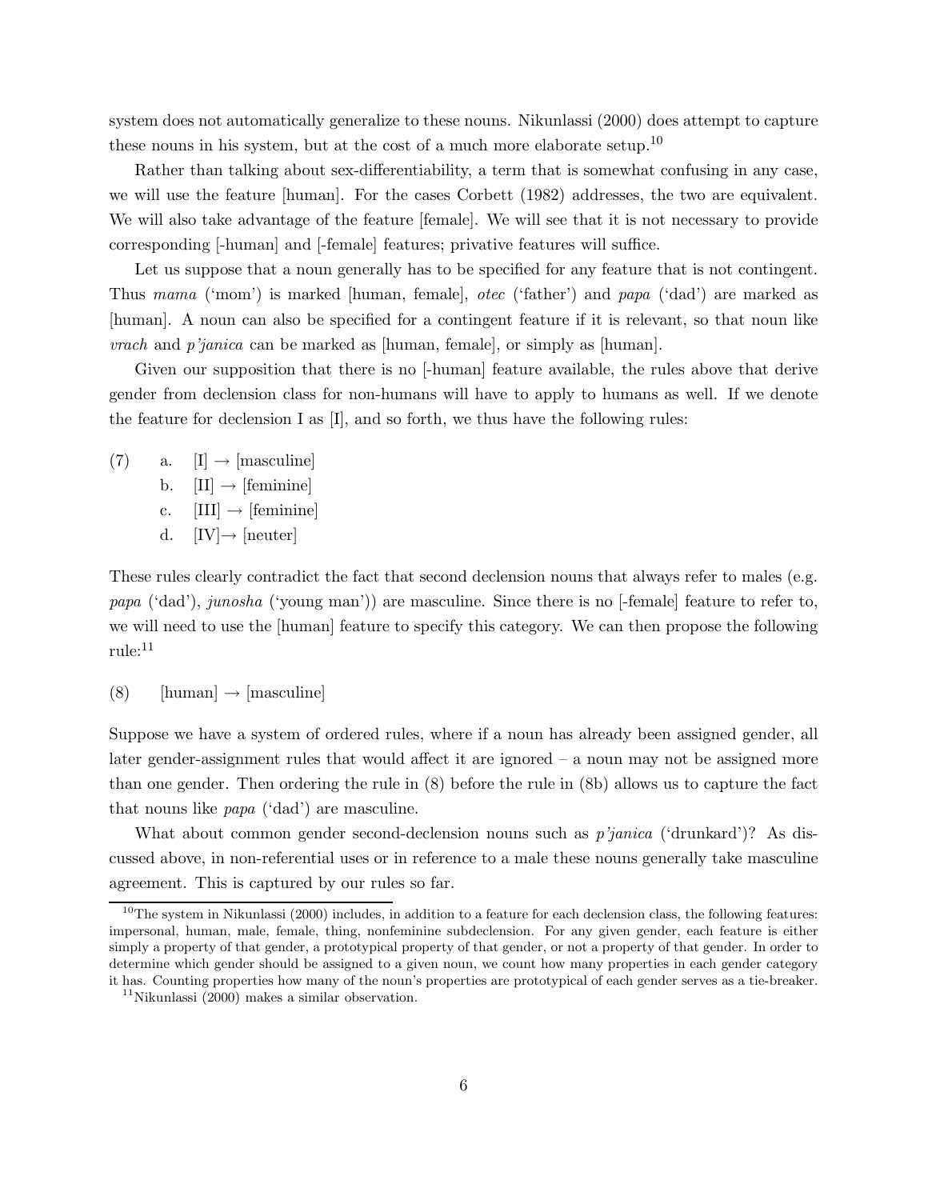system does not automatically generalize to these nouns. Nikunlassi (2000) does attempt to capture these nouns in his system, but at the cost of a much more elaborate setup.[10]

Rather than talking about sex-differentiability, a term that is somewhat confusing in any case, we will use the feature [human]. For the cases Corbett (1982) addresses, the two are equivalent. We will also take advantage of the feature [female]. We will see that it is not necessary to provide corresponding [-human] and [-female] features; privative features will suffice.

Let us suppose that a noun generally has to be specified for any feature that is not contingent. Thus *mama* ('mom') is marked [human, female], *otec* ('father') and *papa* ('dad') are marked as [human]. A noun can also be specified for a contingent feature if it is relevant, so that noun like *vrach* and *p'janica* can be marked as [human, female], or simply as [human].

Given our supposition that there is no [-human] feature available, the rules above that derive gender from declension class for non-humans will have to apply to humans as well. If we denote the feature for declension I as [I], and so forth, we thus have the following rules:

(7) a. [I] → [masculine]
    b. [II] → [feminine]
    c. [III] → [feminine]
    d. [IV]→ [neuter]

These rules clearly contradict the fact that second declension nouns that always refer to males (e.g. *papa* ('dad'), *junosha* ('young man')) are masculine. Since there is no [-female] feature to refer to, we will need to use the [human] feature to specify this category. We can then propose the following rule:[11]

(8) [human] → [masculine]

Suppose we have a system of ordered rules, where if a noun has already been assigned gender, all later gender-assignment rules that would affect it are ignored – a noun may not be assigned more than one gender. Then ordering the rule in (8) before the rule in (8b) allows us to capture the fact that nouns like *papa* ('dad') are masculine.

What about common gender second-declension nouns such as *p'janica* ('drunkard')? As discussed above, in non-referential uses or in reference to a male these nouns generally take masculine agreement. This is captured by our rules so far.

---

[10] The system in Nikunlassi (2000) includes, in addition to a feature for each declension class, the following features: impersonal, human, male, female, thing, nonfeminine subdeclension. For any given gender, each feature is either simply a property of that gender, a prototypical property of that gender, or not a property of that gender. In order to determine which gender should be assigned to a given noun, we count how many properties in each gender category it has. Counting properties how many of the noun's properties are prototypical of each gender serves as a tie-breaker.

[11] Nikunlassi (2000) makes a similar observation.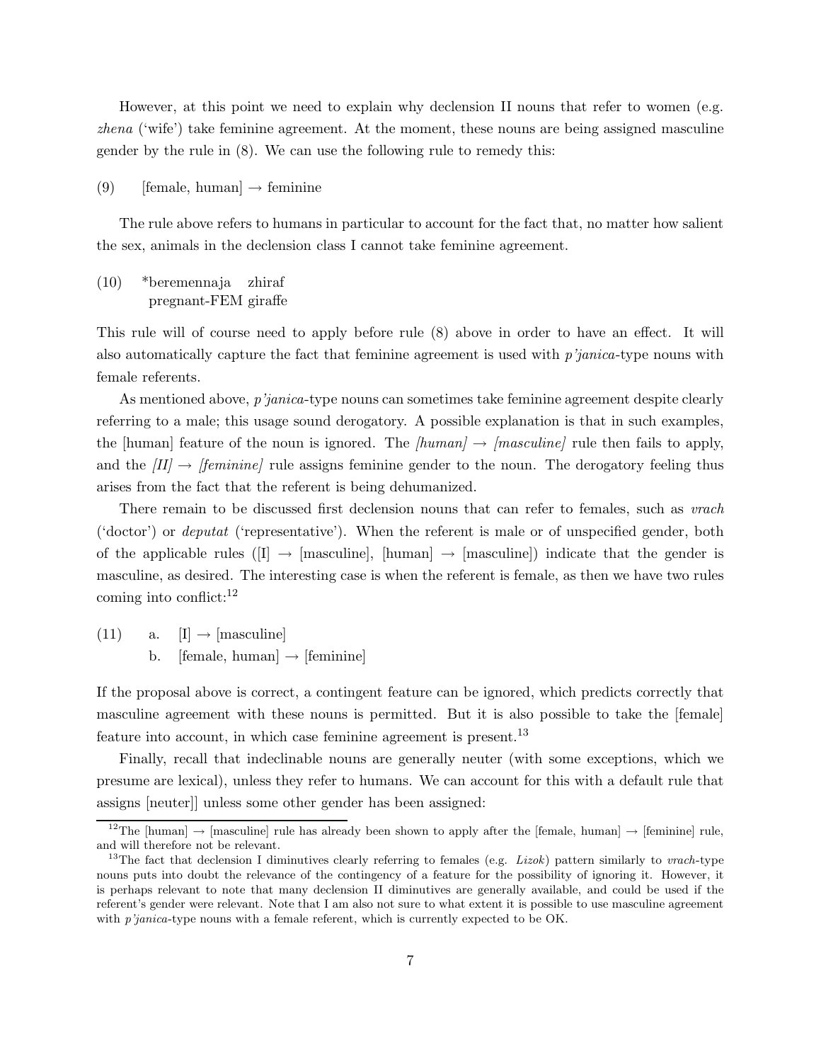However, at this point we need to explain why declension II nouns that refer to women (e.g. *zhena* ('wife') take feminine agreement. At the moment, these nouns are being assigned masculine gender by the rule in (8). We can use the following rule to remedy this:

(9) [female, human] → feminine

The rule above refers to humans in particular to account for the fact that, no matter how salient the sex, animals in the declension class I cannot take feminine agreement.

(10) \*beremennaja zhiraf
pregnant-FEM giraffe

This rule will of course need to apply before rule (8) above in order to have an effect. It will also automatically capture the fact that feminine agreement is used with *p'janica*-type nouns with female referents.

As mentioned above, *p'janica*-type nouns can sometimes take feminine agreement despite clearly referring to a male; this usage sound derogatory. A possible explanation is that in such examples, the [human] feature of the noun is ignored. The *[human] → [masculine]* rule then fails to apply, and the *[II] → [feminine]* rule assigns feminine gender to the noun. The derogatory feeling thus arises from the fact that the referent is being dehumanized.

There remain to be discussed first declension nouns that can refer to females, such as *vrach* ('doctor') or *deputat* ('representative'). When the referent is male or of unspecified gender, both of the applicable rules ([I] → [masculine], [human] → [masculine]) indicate that the gender is masculine, as desired. The interesting case is when the referent is female, as then we have two rules coming into conflict:[12]

(11) a. [I] → [masculine]
b. [female, human] → [feminine]

If the proposal above is correct, a contingent feature can be ignored, which predicts correctly that masculine agreement with these nouns is permitted. But it is also possible to take the [female] feature into account, in which case feminine agreement is present.[13]

Finally, recall that indeclinable nouns are generally neuter (with some exceptions, which we presume are lexical), unless they refer to humans. We can account for this with a default rule that assigns [neuter]] unless some other gender has been assigned:

---

[12] The [human] → [masculine] rule has already been shown to apply after the [female, human] → [feminine] rule, and will therefore not be relevant.

[13] The fact that declension I diminutives clearly referring to females (e.g. *Lizok*) pattern similarly to *vrach*-type nouns puts into doubt the relevance of the contingency of a feature for the possibility of ignoring it. However, it is perhaps relevant to note that many declension II diminutives are generally available, and could be used if the referent's gender were relevant. Note that I am also not sure to what extent it is possible to use masculine agreement with *p'janica*-type nouns with a female referent, which is currently expected to be OK.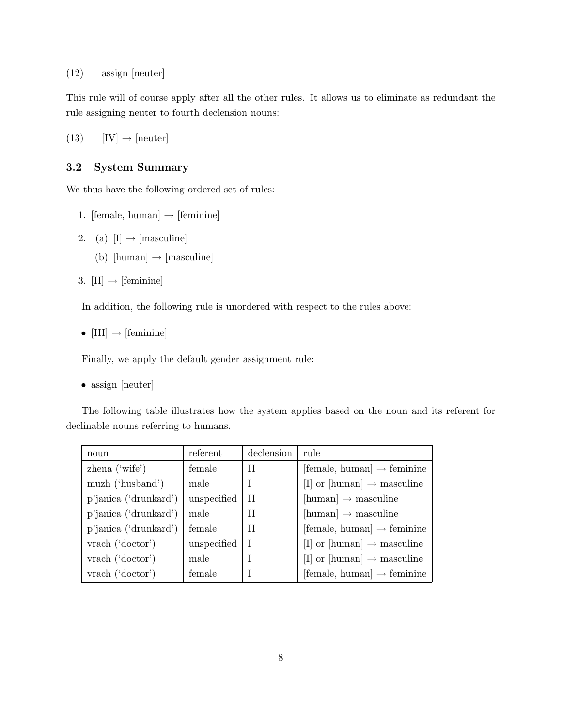(12) assign [neuter]

This rule will of course apply after all the other rules. It allows us to eliminate as redundant the rule assigning neuter to fourth declension nouns:

(13) [IV] → [neuter]

### 3.2 System Summary

We thus have the following ordered set of rules:

1. [female, human] → [feminine]
2. (a) [I] → [masculine]

   (b) [human] → [masculine]
3. [II] → [feminine]

In addition, the following rule is unordered with respect to the rules above:

- [III] → [feminine]

Finally, we apply the default gender assignment rule:

- assign [neuter]

The following table illustrates how the system applies based on the noun and its referent for declinable nouns referring to humans.

| noun | referent | declension | rule |
|---|---|---|---|
| zhena ('wife') | female | II | [female, human] → feminine |
| muzh ('husband') | male | I | [I] or [human] → masculine |
| p'janica ('drunkard') | unspecified | II | [human] → masculine |
| p'janica ('drunkard') | male | II | [human] → masculine |
| p'janica ('drunkard') | female | II | [female, human] → feminine |
| vrach ('doctor') | unspecified | I | [I] or [human] → masculine |
| vrach ('doctor') | male | I | [I] or [human] → masculine |
| vrach ('doctor') | female | I | [female, human] → feminine |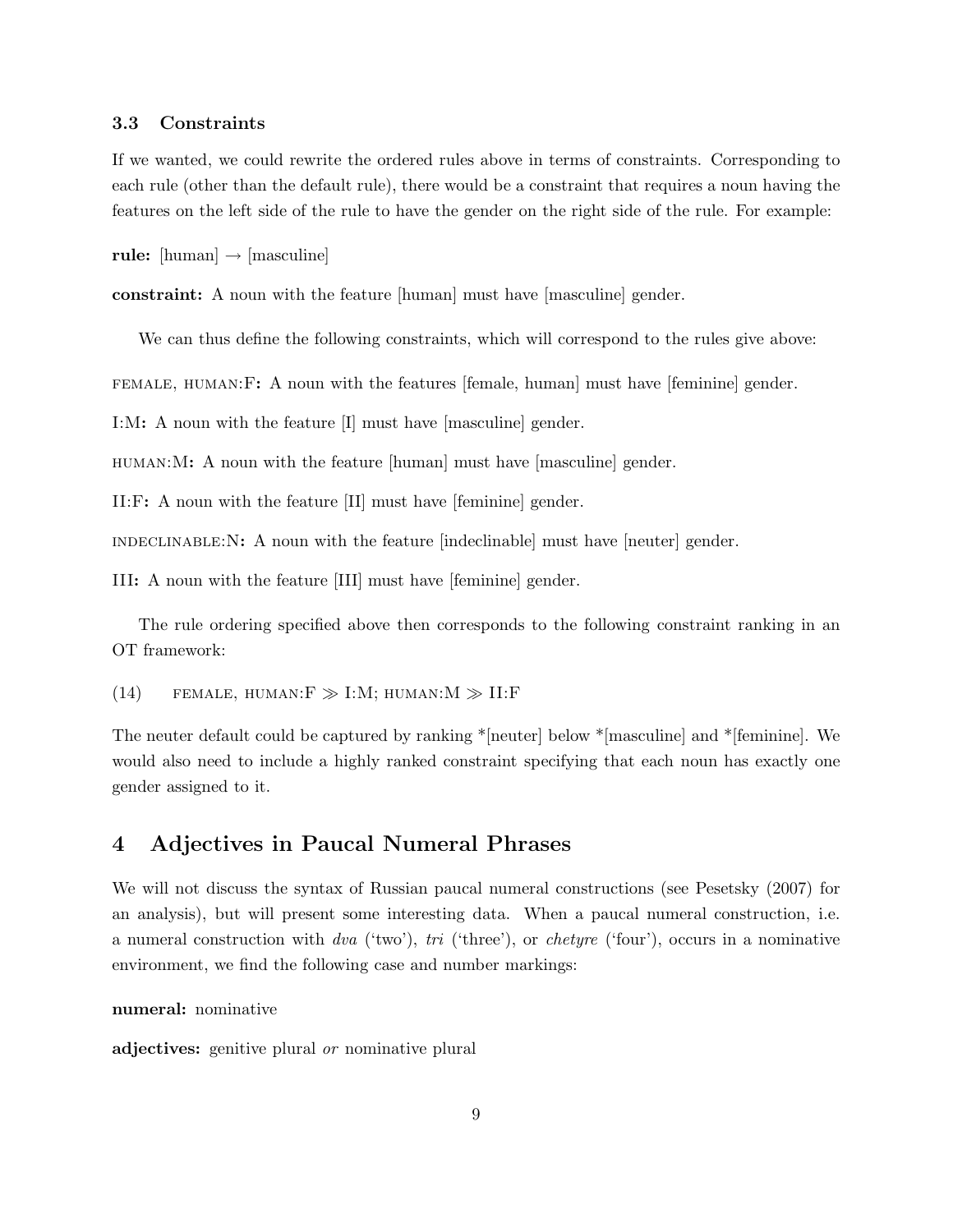### 3.3 Constraints

If we wanted, we could rewrite the ordered rules above in terms of constraints. Corresponding to each rule (other than the default rule), there would be a constraint that requires a noun having the features on the left side of the rule to have the gender on the right side of the rule. For example:

**rule:** [human] → [masculine]

**constraint:** A noun with the feature [human] must have [masculine] gender.

We can thus define the following constraints, which will correspond to the rules give above:

FEMALE, HUMAN:F**:** A noun with the features [female, human] must have [feminine] gender.

I:M**:** A noun with the feature [I] must have [masculine] gender.

HUMAN:M**:** A noun with the feature [human] must have [masculine] gender.

II:F**:** A noun with the feature [II] must have [feminine] gender.

INDECLINABLE:N**:** A noun with the feature [indeclinable] must have [neuter] gender.

III**:** A noun with the feature [III] must have [feminine] gender.

The rule ordering specified above then corresponds to the following constraint ranking in an OT framework:

(14) FEMALE, HUMAN:F $\gg$ I:M; HUMAN:M $\gg$ II:F

The neuter default could be captured by ranking *[neuter] below *[masculine] and *[feminine]. We would also need to include a highly ranked constraint specifying that each noun has exactly one gender assigned to it.

## 4 Adjectives in Paucal Numeral Phrases

We will not discuss the syntax of Russian paucal numeral constructions (see Pesetsky (2007) for an analysis), but will present some interesting data. When a paucal numeral construction, i.e. a numeral construction with *dva* ('two'), *tri* ('three'), or *chetyre* ('four'), occurs in a nominative environment, we find the following case and number markings:

**numeral:** nominative

**adjectives:** genitive plural *or* nominative plural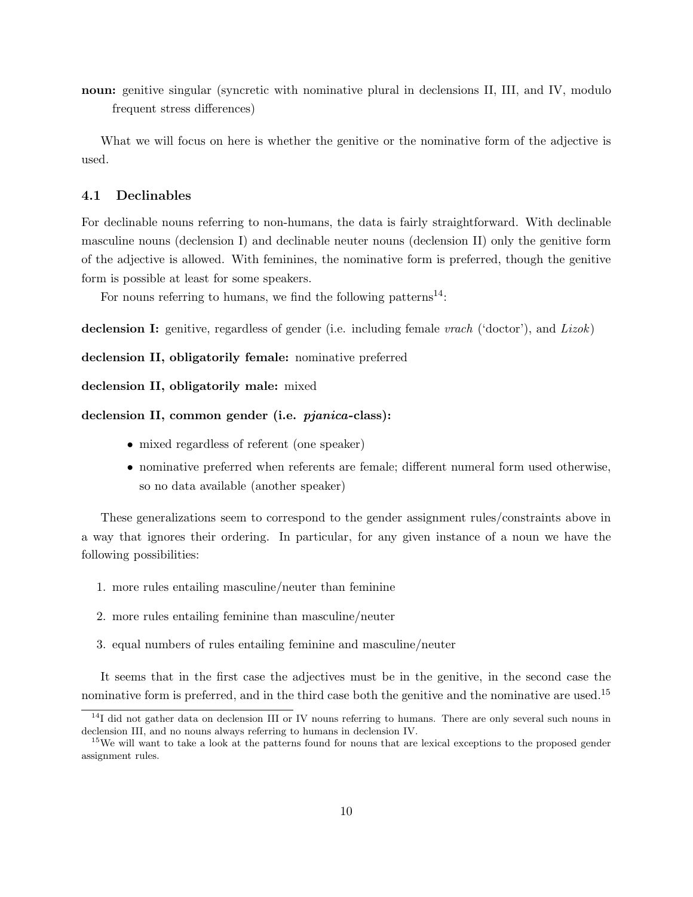**noun:** genitive singular (syncretic with nominative plural in declensions II, III, and IV, modulo frequent stress differences)

What we will focus on here is whether the genitive or the nominative form of the adjective is used.

### 4.1 Declinables

For declinable nouns referring to non-humans, the data is fairly straightforward. With declinable masculine nouns (declension I) and declinable neuter nouns (declension II) only the genitive form of the adjective is allowed. With feminines, the nominative form is preferred, though the genitive form is possible at least for some speakers.

For nouns referring to humans, we find the following patterns[14]:

**declension I:** genitive, regardless of gender (i.e. including female *vrach* ('doctor'), and *Lizok*)

**declension II, obligatorily female:** nominative preferred

**declension II, obligatorily male:** mixed

**declension II, common gender (i.e. *pjanica*-class):**

- mixed regardless of referent (one speaker)
- nominative preferred when referents are female; different numeral form used otherwise, so no data available (another speaker)

These generalizations seem to correspond to the gender assignment rules/constraints above in a way that ignores their ordering. In particular, for any given instance of a noun we have the following possibilities:

1. more rules entailing masculine/neuter than feminine
2. more rules entailing feminine than masculine/neuter
3. equal numbers of rules entailing feminine and masculine/neuter

It seems that in the first case the adjectives must be in the genitive, in the second case the nominative form is preferred, and in the third case both the genitive and the nominative are used.[15]

[14] I did not gather data on declension III or IV nouns referring to humans. There are only several such nouns in declension III, and no nouns always referring to humans in declension IV.

[15] We will want to take a look at the patterns found for nouns that are lexical exceptions to the proposed gender assignment rules.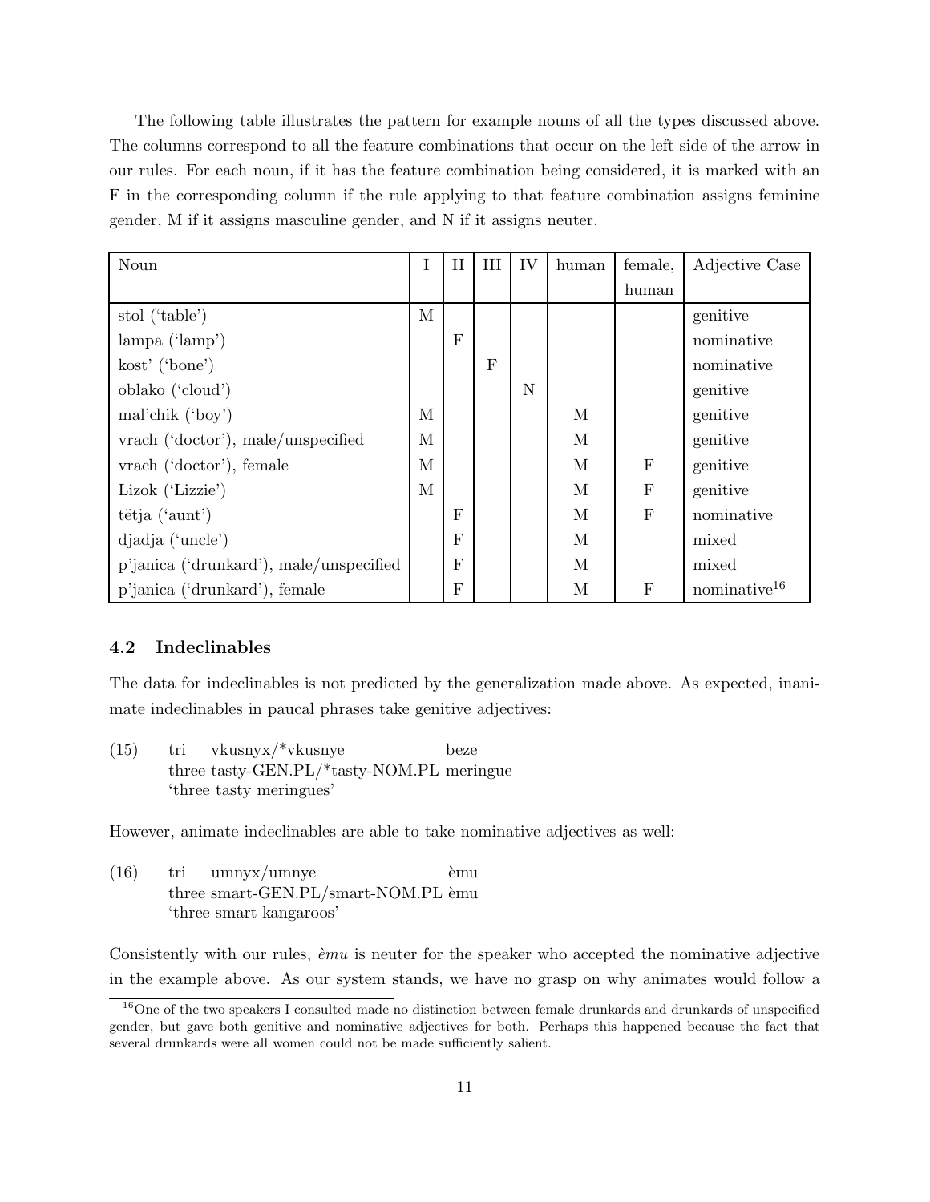The following table illustrates the pattern for example nouns of all the types discussed above. The columns correspond to all the feature combinations that occur on the left side of the arrow in our rules. For each noun, if it has the feature combination being considered, it is marked with an F in the corresponding column if the rule applying to that feature combination assigns feminine gender, M if it assigns masculine gender, and N if it assigns neuter.

| Noun | I | II | III | IV | human | female, human | Adjective Case |
|---|---|---|---|---|---|---|---|
| stol ('table') | M | | | | | | genitive |
| lampa ('lamp') | | F | | | | | nominative |
| kost' ('bone') | | | F | | | | nominative |
| oblako ('cloud') | | | | N | | | genitive |
| mal'chik ('boy') | M | | | | M | | genitive |
| vrach ('doctor'), male/unspecified | M | | | | M | | genitive |
| vrach ('doctor'), female | M | | | | M | F | genitive |
| Lizok ('Lizzie') | M | | | | M | F | genitive |
| tëtja ('aunt') | | F | | | M | F | nominative |
| djadja ('uncle') | | F | | | M | | mixed |
| p'janica ('drunkard'), male/unspecified | | F | | | M | | mixed |
| p'janica ('drunkard'), female | | F | | | M | F | nominative[16] |

### 4.2 Indeclinables

The data for indeclinables is not predicted by the generalization made above. As expected, inanimate indeclinables in paucal phrases take genitive adjectives:

(15) tri vkusnyx/*vkusnye beze
three tasty-GEN.PL/*tasty-NOM.PL meringue
'three tasty meringues'

However, animate indeclinables are able to take nominative adjectives as well:

(16) tri umnyx/umnye èmu
three smart-GEN.PL/smart-NOM.PL èmu
'three smart kangaroos'

Consistently with our rules, *èmu* is neuter for the speaker who accepted the nominative adjective in the example above. As our system stands, we have no grasp on why animates would follow a

[16] One of the two speakers I consulted made no distinction between female drunkards and drunkards of unspecified gender, but gave both genitive and nominative adjectives for both. Perhaps this happened because the fact that several drunkards were all women could not be made sufficiently salient.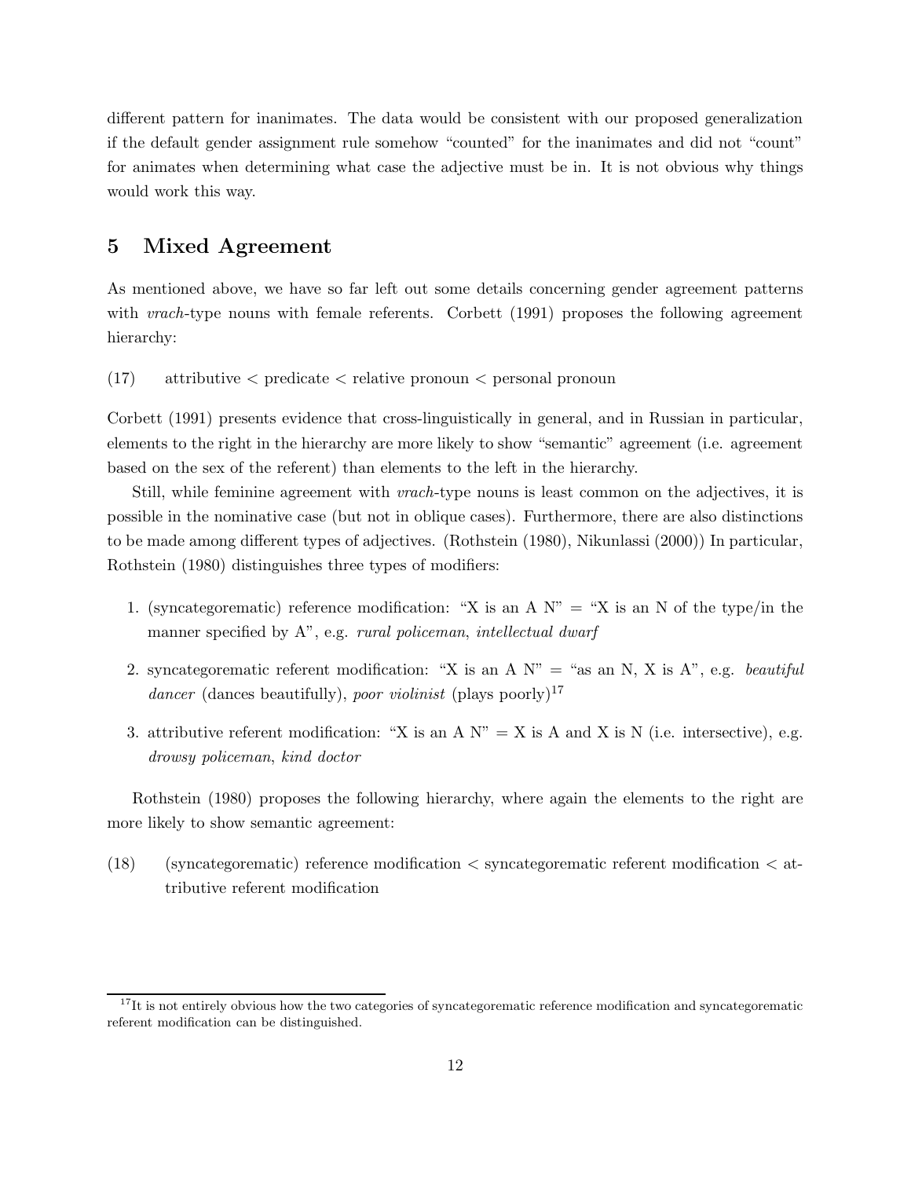different pattern for inanimates. The data would be consistent with our proposed generalization if the default gender assignment rule somehow "counted" for the inanimates and did not "count" for animates when determining what case the adjective must be in. It is not obvious why things would work this way.

## 5 Mixed Agreement

As mentioned above, we have so far left out some details concerning gender agreement patterns with *vrach*-type nouns with female referents. Corbett (1991) proposes the following agreement hierarchy:

(17) attributive < predicate < relative pronoun < personal pronoun

Corbett (1991) presents evidence that cross-linguistically in general, and in Russian in particular, elements to the right in the hierarchy are more likely to show "semantic" agreement (i.e. agreement based on the sex of the referent) than elements to the left in the hierarchy.

Still, while feminine agreement with *vrach*-type nouns is least common on the adjectives, it is possible in the nominative case (but not in oblique cases). Furthermore, there are also distinctions to be made among different types of adjectives. (Rothstein (1980), Nikunlassi (2000)) In particular, Rothstein (1980) distinguishes three types of modifiers:

1. (syncategorematic) reference modification: "X is an A N" = "X is an N of the type/in the manner specified by A", e.g. *rural policeman*, *intellectual dwarf*
2. syncategorematic referent modification: "X is an A N" = "as an N, X is A", e.g. *beautiful dancer* (dances beautifully), *poor violinist* (plays poorly)[17]
3. attributive referent modification: "X is an A N" = X is A and X is N (i.e. intersective), e.g. *drowsy policeman*, *kind doctor*

Rothstein (1980) proposes the following hierarchy, where again the elements to the right are more likely to show semantic agreement:

(18) (syncategorematic) reference modification < syncategorematic referent modification < attributive referent modification

[17] It is not entirely obvious how the two categories of syncategorematic reference modification and syncategorematic referent modification can be distinguished.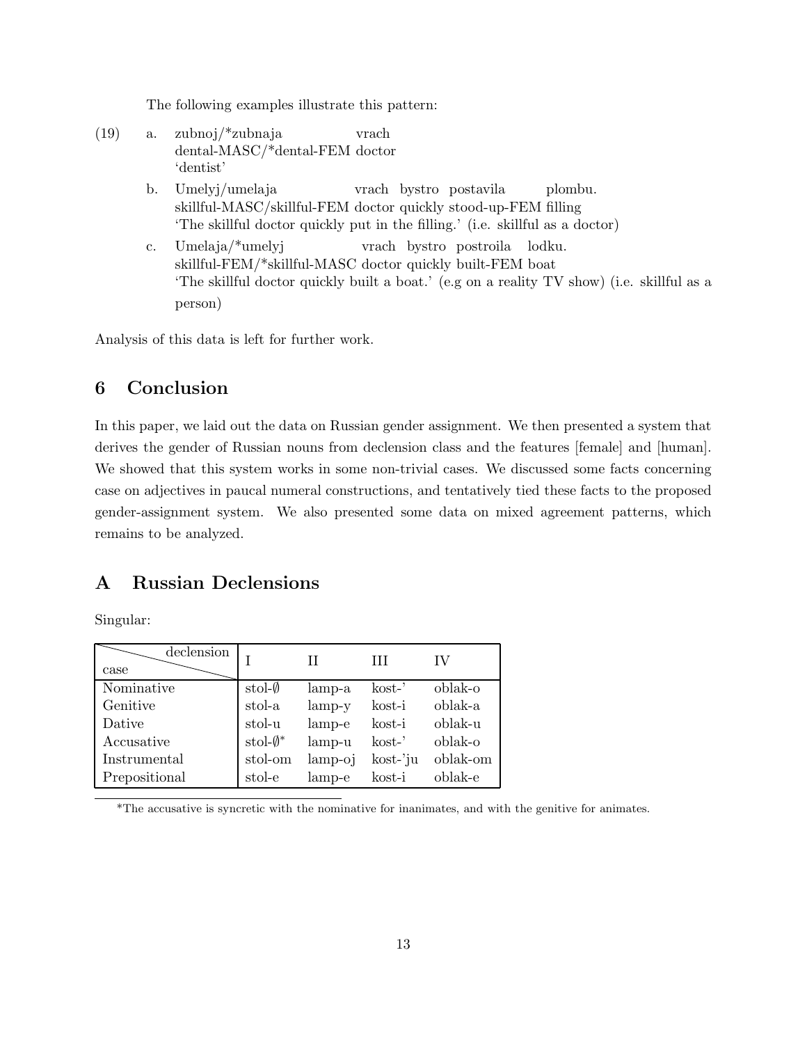The following examples illustrate this pattern:

(19) a. zubnoj/*zubnaja vrach
dental-MASC/*dental-FEM doctor
'dentist'

b. Umelyj/umelaja vrach bystro postavila plombu.
skillful-MASC/skillful-FEM doctor quickly stood-up-FEM filling
'The skillful doctor quickly put in the filling.' (i.e. skillful as a doctor)

c. Umelaja/*umelyj vrach bystro postroila lodku.
skillful-FEM/*skillful-MASC doctor quickly built-FEM boat
'The skillful doctor quickly built a boat.' (e.g on a reality TV show) (i.e. skillful as a person)

Analysis of this data is left for further work.

## 6 Conclusion

In this paper, we laid out the data on Russian gender assignment. We then presented a system that derives the gender of Russian nouns from declension class and the features [female] and [human]. We showed that this system works in some non-trivial cases. We discussed some facts concerning case on adjectives in paucal numeral constructions, and tentatively tied these facts to the proposed gender-assignment system. We also presented some data on mixed agreement patterns, which remains to be analyzed.

## A Russian Declensions

Singular:

| case \ declension | I | II | III | IV |
|---|---|---|---|---|
| Nominative | stol-∅ | lamp-a | kost-' | oblak-o |
| Genitive | stol-a | lamp-y | kost-i | oblak-a |
| Dative | stol-u | lamp-e | kost-i | oblak-u |
| Accusative | stol-∅* | lamp-u | kost-' | oblak-o |
| Instrumental | stol-om | lamp-oj | kost-'ju | oblak-om |
| Prepositional | stol-e | lamp-e | kost-i | oblak-e |

*The accusative is syncretic with the nominative for inanimates, and with the genitive for animates.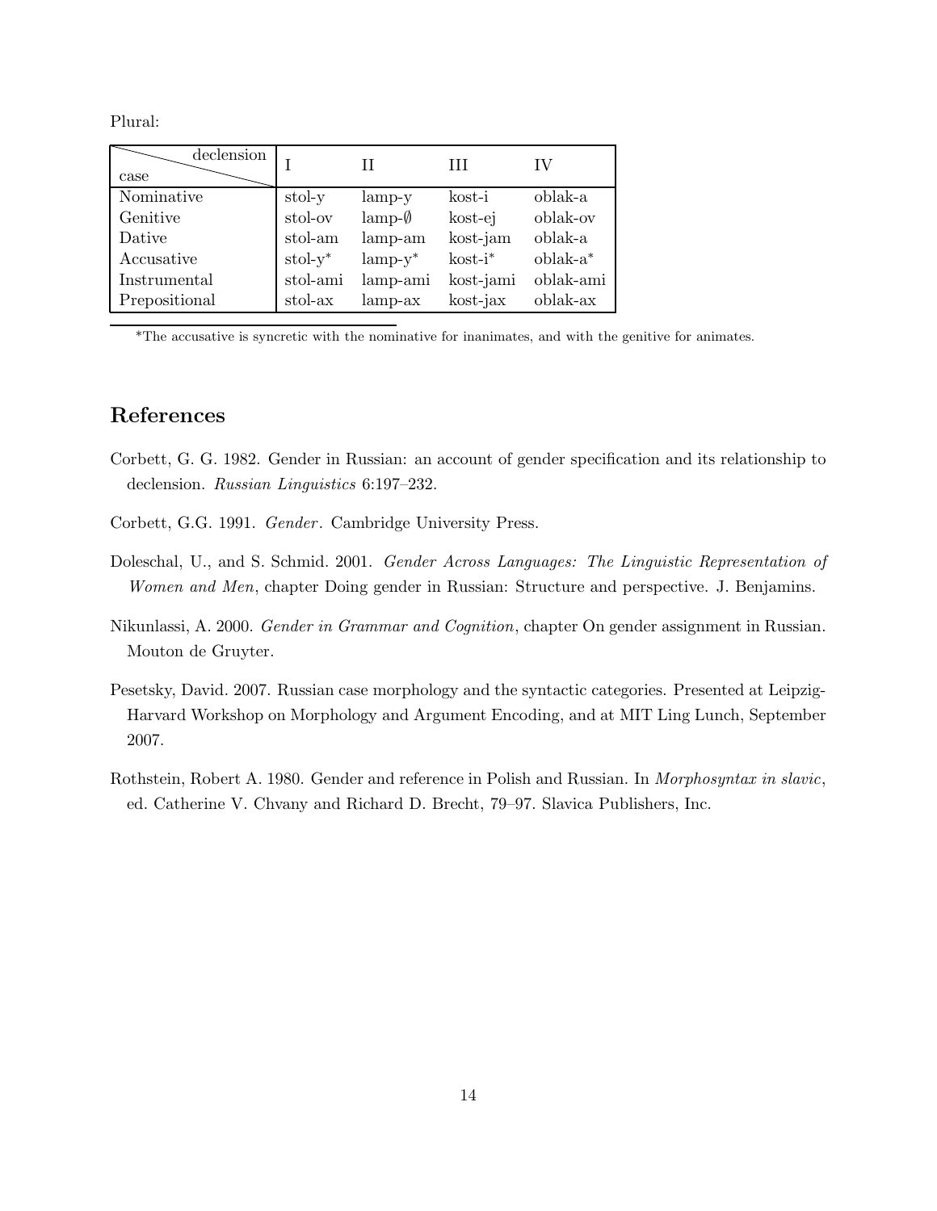Plural:

| declension / case | I | II | III | IV |
|---|---|---|---|---|
| Nominative | stol-y | lamp-y | kost-i | oblak-a |
| Genitive | stol-ov | lamp-∅ | kost-ej | oblak-ov |
| Dative | stol-am | lamp-am | kost-jam | oblak-a |
| Accusative | stol-y* | lamp-y* | kost-i* | oblak-a* |
| Instrumental | stol-ami | lamp-ami | kost-jami | oblak-ami |
| Prepositional | stol-ax | lamp-ax | kost-jax | oblak-ax |

*The accusative is syncretic with the nominative for inanimates, and with the genitive for animates.

## References

Corbett, G. G. 1982. Gender in Russian: an account of gender specification and its relationship to declension. *Russian Linguistics* 6:197–232.

Corbett, G.G. 1991. *Gender*. Cambridge University Press.

Doleschal, U., and S. Schmid. 2001. *Gender Across Languages: The Linguistic Representation of Women and Men*, chapter Doing gender in Russian: Structure and perspective. J. Benjamins.

Nikunlassi, A. 2000. *Gender in Grammar and Cognition*, chapter On gender assignment in Russian. Mouton de Gruyter.

Pesetsky, David. 2007. Russian case morphology and the syntactic categories. Presented at Leipzig-Harvard Workshop on Morphology and Argument Encoding, and at MIT Ling Lunch, September 2007.

Rothstein, Robert A. 1980. Gender and reference in Polish and Russian. In *Morphosyntax in slavic*, ed. Catherine V. Chvany and Richard D. Brecht, 79–97. Slavica Publishers, Inc.